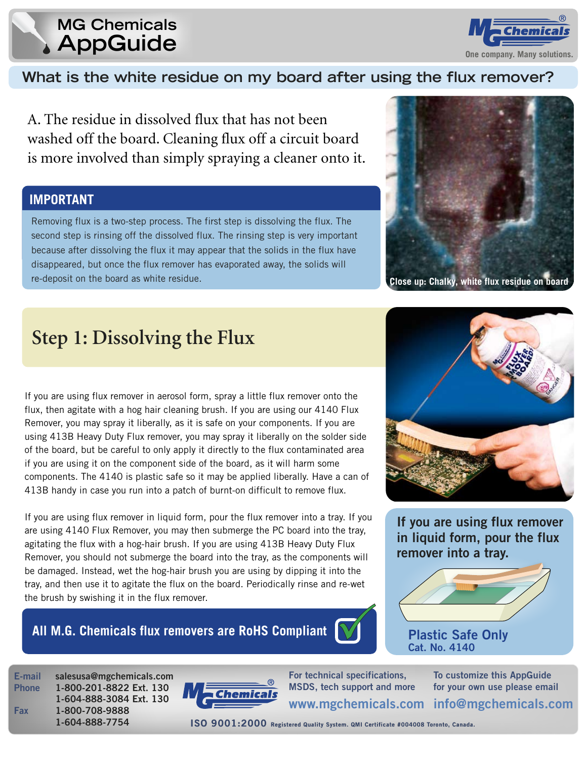MG Chemicals AppGuide

One company. Many solutions.

# What is the white residue on my board after using the flux remover?

A. The residue in dissolved flux that has not been washed off the board. Cleaning flux off a circuit board is more involved than simply spraying a cleaner onto it.

## IMPORTANT

Removing flux is a two-step process. The first step is dissolving the flux. The second step is rinsing off the dissolved flux. The rinsing step is very important because after dissolving the flux it may appear that the solids in the flux have disappeared, but once the flux remover has evaporated away, the solids will re-deposit on the board as white residue.

Close up: Chalky, white flux residue on board

## Step 1: Dissolving the Flux

If you are using flux remover in aerosol form, spray a little flux remover onto the flux, then agitate with a hog hair cleaning brush. If you are using our 4140 Flux Remover, you may spray it liberally, as it is safe on your components. If you are using 413B Heavy Duty Flux remover, you may spray it liberally on the solder side of the board, but be careful to only apply it directly to the flux contaminated area if you are using it on the component side of the board, as it will harm some components. The 4140 is plastic safe so it may be applied liberally. Have a can of 413B handy in case you run into a patch of burnt-on difficult to remove flux.

If you are using flux remover in liquid form, pour the flux remover into a tray. If you are using 4140 Flux Remover, you may then submerge the PC board into the tray, agitating the flux with a hog-hair brush. If you are using 413B Heavy Duty Flux Remover, you should not submerge the board into the tray, as the components will be damaged. Instead, wet the hog-hair brush you are using by dipping it into the tray, and then use it to agitate the flux on the board. Periodically rinse and re-wet the brush by swishing it in the flux remover.

**All M.G. Chemicals flux removers are RoHS Compliant**

**If you are using flux remover in liquid form, pour the flux remover into a tray.**

**Plastic Safe Only**
Cat. No. 4140

E-mail salesusa@mgchemicals.com
Phone 1-800-201-8822 Ext. 130
1-604-888-3084 Ext. 130
Fax 1-800-708-9888
1-604-888-7754

For technical specifications, MSDS, tech support and more www.mgchemicals.com

To customize this AppGuide for your own use please email info@mgchemicals.com

ISO 9001:2000 Registered Quality System. QMI Certificate #004008 Toronto, Canada.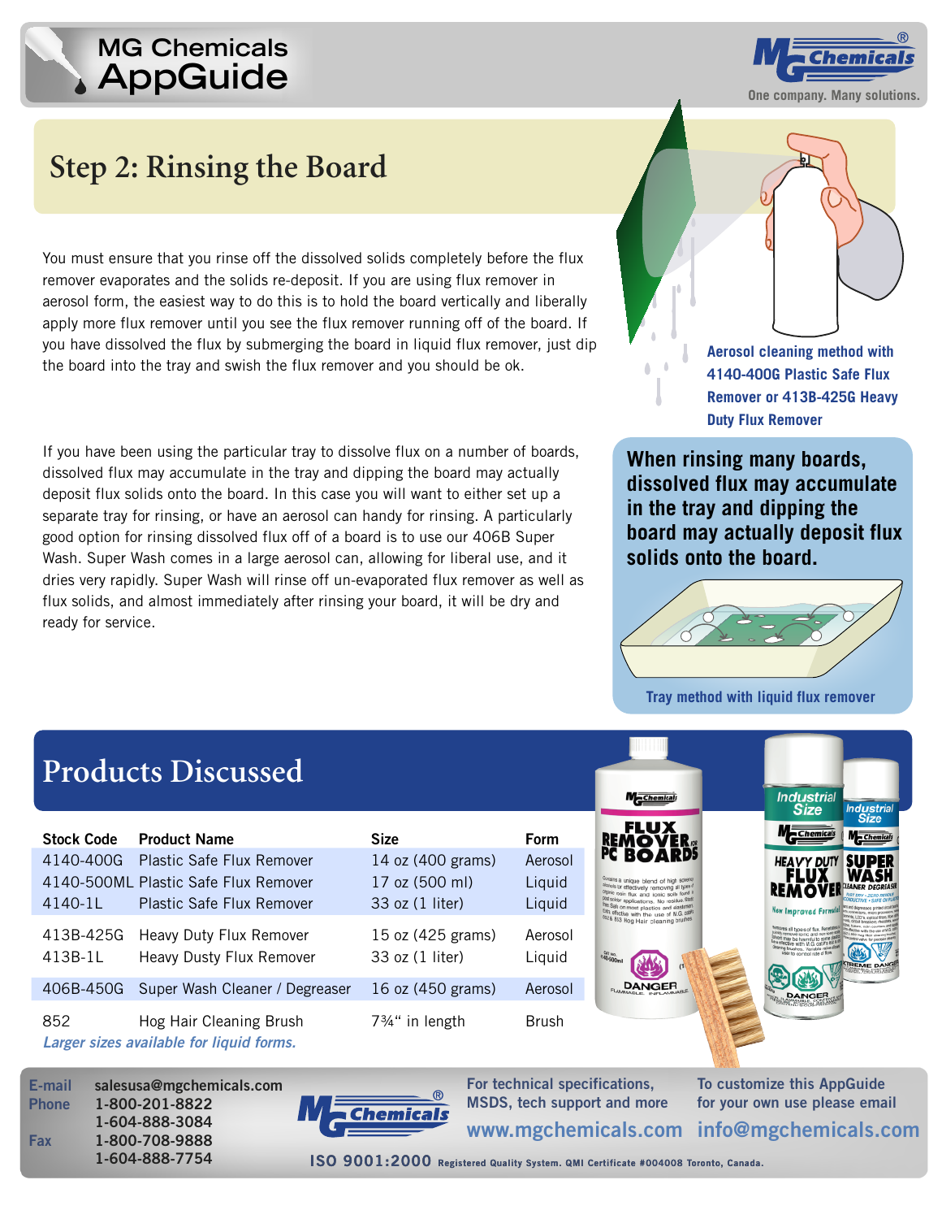# Step 2: Rinsing the Board

You must ensure that you rinse off the dissolved solids completely before the flux remover evaporates and the solids re-deposit. If you are using flux remover in aerosol form, the easiest way to do this is to hold the board vertically and liberally apply more flux remover until you see the flux remover running off of the board. If you have dissolved the flux by submerging the board in liquid flux remover, just dip the board into the tray and swish the flux remover and you should be ok.

Aerosol cleaning method with 4140-400G Plastic Safe Flux Remover or 413B-425G Heavy Duty Flux Remover

If you have been using the particular tray to dissolve flux on a number of boards, dissolved flux may accumulate in the tray and dipping the board may actually deposit flux solids onto the board. In this case you will want to either set up a separate tray for rinsing, or have an aerosol can handy for rinsing. A particularly good option for rinsing dissolved flux off of a board is to use our 406B Super Wash. Super Wash comes in a large aerosol can, allowing for liberal use, and it dries very rapidly. Super Wash will rinse off un-evaporated flux remover as well as flux solids, and almost immediately after rinsing your board, it will be dry and ready for service.

**When rinsing many boards, dissolved flux may accumulate in the tray and dipping the board may actually deposit flux solids onto the board.**

Tray method with liquid flux remover

## Products Discussed

| Stock Code | Product Name | Size | Form |
|---|---|---|---|
| 4140-400G | Plastic Safe Flux Remover | 14 oz (400 grams) | Aerosol |
| 4140-500ML | Plastic Safe Flux Remover | 17 oz (500 ml) | Liquid |
| 4140-1L | Plastic Safe Flux Remover | 33 oz (1 liter) | Liquid |
| 413B-425G | Heavy Duty Flux Remover | 15 oz (425 grams) | Aerosol |
| 413B-1L | Heavy Dusty Flux Remover | 33 oz (1 liter) | Liquid |
| 406B-450G | Super Wash Cleaner / Degreaser | 16 oz (450 grams) | Aerosol |
| 852 | Hog Hair Cleaning Brush | 7¾" in length | Brush |

*Larger sizes available for liquid forms.*

E-mail: salesusa@mgchemicals.com
Phone: 1-800-201-8822, 1-604-888-3084
Fax: 1-800-708-9888, 1-604-888-7754

For technical specifications, MSDS, tech support and more: www.mgchemicals.com

To customize this AppGuide for your own use please email: info@mgchemicals.com

ISO 9001:2000 Registered Quality System. QMI Certificate #004008 Toronto, Canada.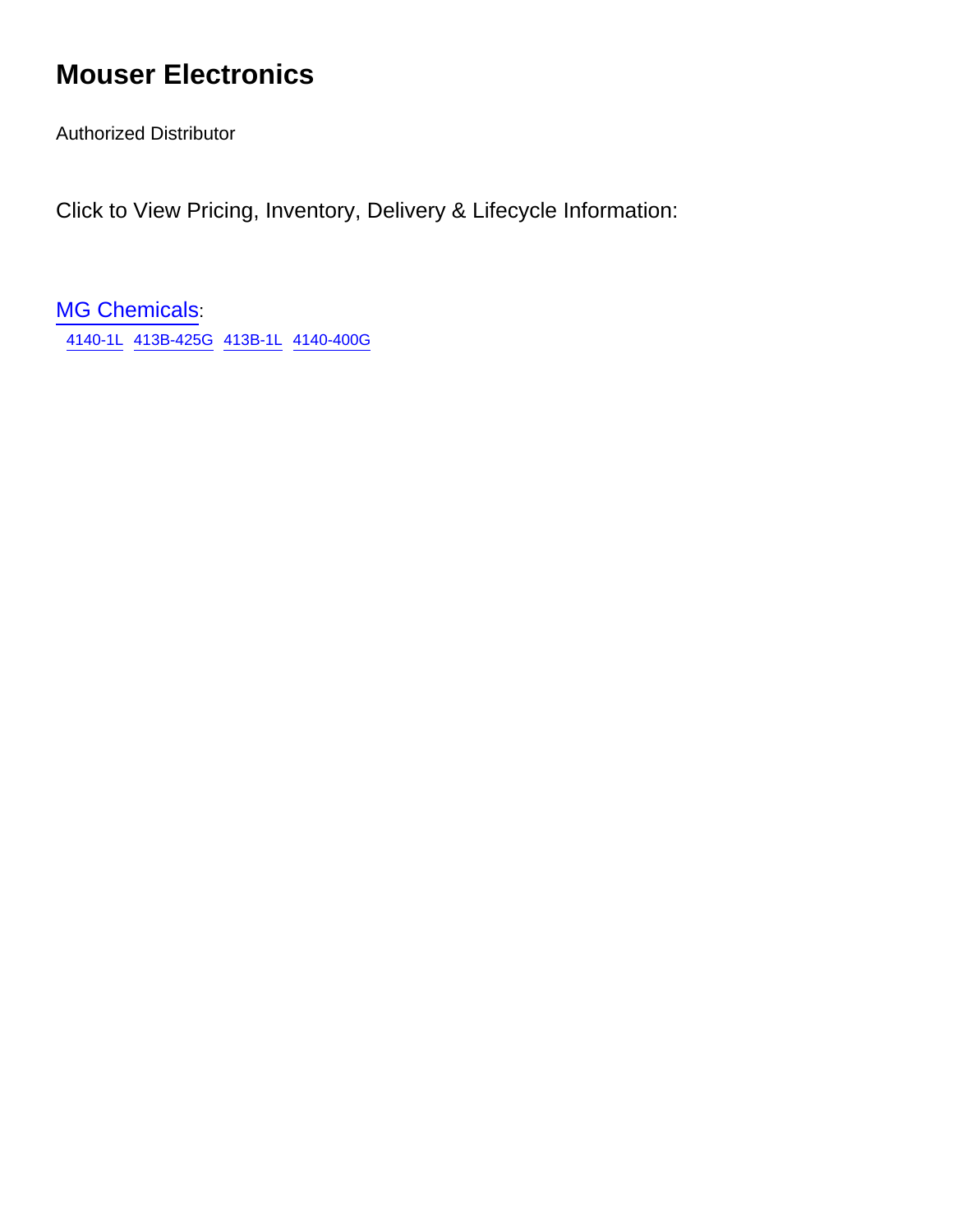# Mouser Electronics

Authorized Distributor

Click to View Pricing, Inventory, Delivery & Lifecycle Information:

MG Chemicals:

4140-1L 413B-425G 413B-1L 4140-400G